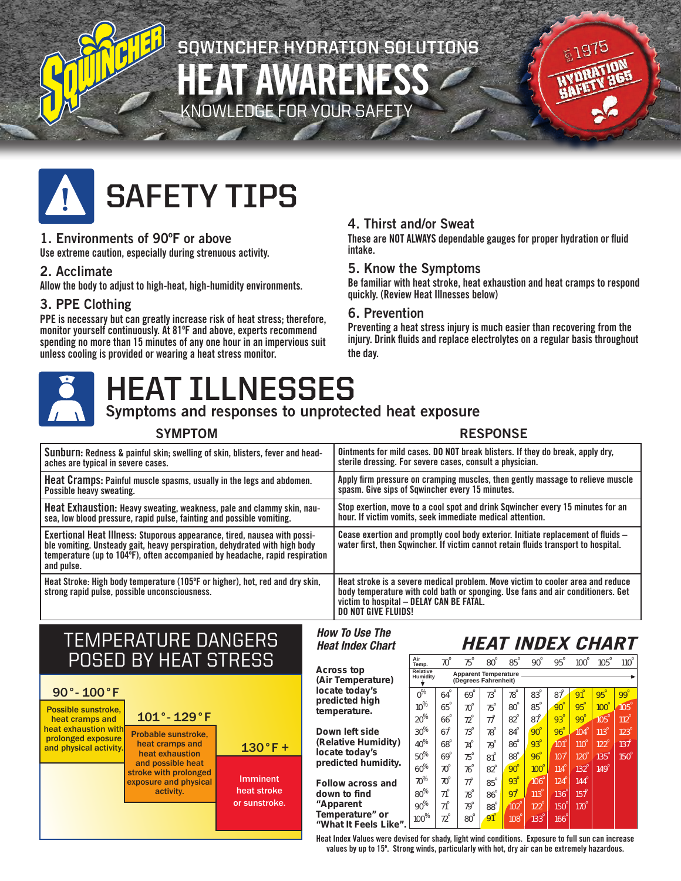# SQWINCHER HYDRATION SOLUTIONS

# HEAT AWARENESS

KNOWLEDGE FOR YOUR SAFETY

## SAFETY TIPS

### 1. Environments of 90°F or above
Use extreme caution, especially during strenuous activity.

### 2. Acclimate
Allow the body to adjust to high-heat, high-humidity environments.

### 3. PPE Clothing
PPE is necessary but can greatly increase risk of heat stress; therefore, monitor yourself continuously. At 81°F and above, experts recommend spending no more than 15 minutes of any one hour in an impervious suit unless cooling is provided or wearing a heat stress monitor.

### 4. Thirst and/or Sweat
These are NOT ALWAYS dependable gauges for proper hydration or fluid intake.

### 5. Know the Symptoms
Be familiar with heat stroke, heat exhaustion and heat cramps to respond quickly. (Review Heat Illnesses below)

### 6. Prevention
Preventing a heat stress injury is much easier than recovering from the injury. Drink fluids and replace electrolytes on a regular basis throughout the day.

## HEAT ILLNESSES
Symptoms and responses to unprotected heat exposure

| SYMPTOM | RESPONSE |
|---|---|
| **Sunburn:** Redness & painful skin; swelling of skin, blisters, fever and headaches are typical in severe cases. | Ointments for mild cases. DO NOT break blisters. If they do break, apply dry, sterile dressing. For severe cases, consult a physician. |
| **Heat Cramps:** Painful muscle spasms, usually in the legs and abdomen. Possible heavy sweating. | Apply firm pressure on cramping muscles, then gently massage to relieve muscle spasm. Give sips of Sqwincher every 15 minutes. |
| **Heat Exhaustion:** Heavy sweating, weakness, pale and clammy skin, nausea, low blood pressure, rapid pulse, fainting and possible vomiting. | Stop exertion, move to a cool spot and drink Sqwincher every 15 minutes for an hour. If victim vomits, seek immediate medical attention. |
| **Exertional Heat Illness:** Stuporous appearance, tired, nausea with possible vomiting. Unsteady gait, heavy perspiration, dehydrated with high body temperature (up to 104°F), often accompanied by headache, rapid respiration and pulse. | Cease exertion and promptly cool body exterior. Initiate replacement of fluids – water first, then Sqwincher. If victim cannot retain fluids transport to hospital. |
| **Heat Stroke:** High body temperature (105°F or higher), hot, red and dry skin, strong rapid pulse, possible unconsciousness. | Heat stroke is a severe medical problem. Move victim to cooler area and reduce body temperature with cold bath or sponging. Use fans and air conditioners. Get victim to hospital – DELAY CAN BE FATAL. DO NOT GIVE FLUIDS! |

## TEMPERATURE DANGERS POSED BY HEAT STRESS

- **90°- 100°F:** Possible sunstroke, heat cramps and heat exhaustion with prolonged exposure and physical activity.
- **101°- 129°F:** Probable sunstroke, heat cramps and heat exhaustion and possible heat stroke with prolonged exposure and physical activity.
- **130°F +:** Imminent heat stroke or sunstroke.

## *How To Use The Heat Index Chart*

Across top (Air Temperature) locate today's predicted high temperature.

Down left side (Relative Humidity) locate today's predicted humidity.

Follow across and down to find "Apparent Temperature" or "What It Feels Like".

## *HEAT INDEX CHART*

Apparent Temperature (Degrees Fahrenheit)

| Relative Humidity \ Air Temp. | 70° | 75° | 80° | 85° | 90° | 95° | 100° | 105° | 110° |
|---|---|---|---|---|---|---|---|---|---|
| 0% | 64° | 69° | 73° | 78° | 83° | 87° | 91° | 95° | 99° |
| 10% | 65° | 70° | 75° | 80° | 85° | 90° | 95° | 100° | 105° |
| 20% | 66° | 72° | 77° | 82° | 87° | 93° | 99° | 105° | 112° |
| 30% | 67° | 73° | 78° | 84° | 90° | 96° | 104° | 113° | 123° |
| 40% | 68° | 74° | 79° | 86° | 93° | 101° | 110° | 122° | 137° |
| 50% | 69° | 75° | 81° | 88° | 96° | 107° | 120° | 135° | 150° |
| 60% | 70° | 76° | 82° | 90° | 100° | 114° | 132° | 149° | |
| 70% | 70° | 77° | 85° | 93° | 106° | 124° | 144° | | |
| 80% | 71° | 78° | 86° | 97° | 113° | 136° | 157° | | |
| 90% | 71° | 79° | 88° | 102° | 122° | 150° | 170° | | |
| 100% | 72° | 80° | 91° | 108° | 133° | 166° | | | |

Heat Index Values were devised for shady, light wind conditions. Exposure to full sun can increase values by up to 15°. Strong winds, particularly with hot, dry air can be extremely hazardous.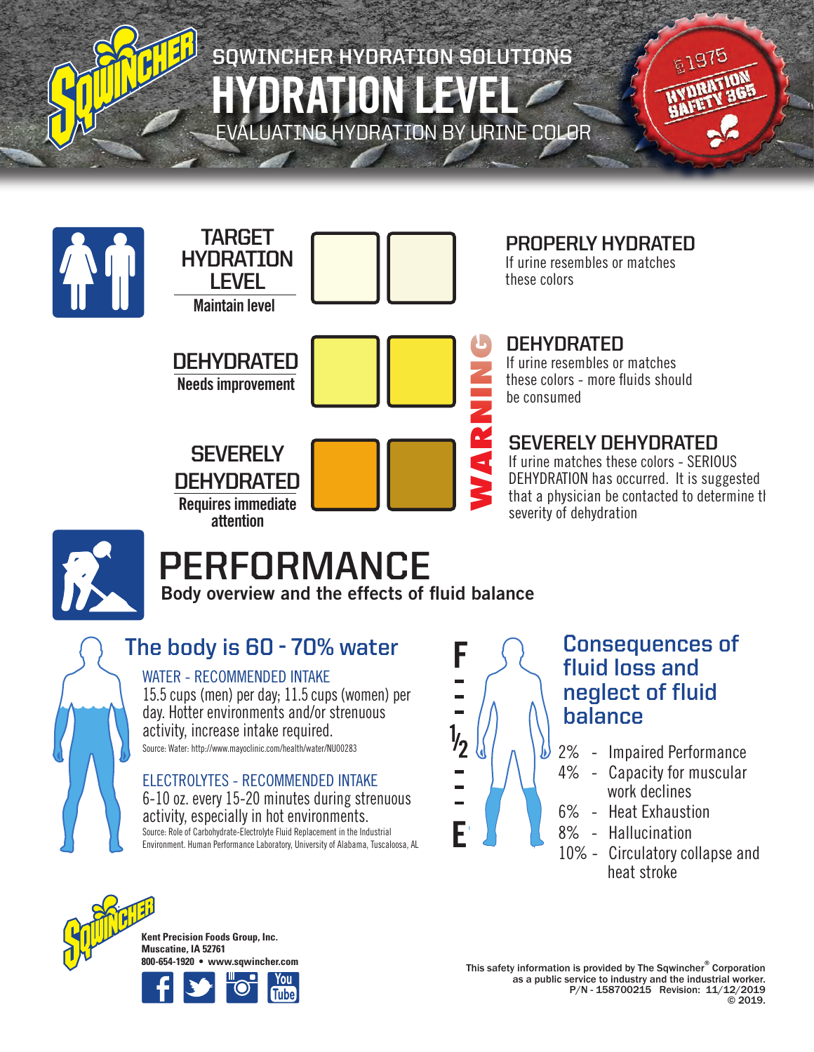# SQWINCHER HYDRATION SOLUTIONS

# HYDRATION LEVEL

EVALUATING HYDRATION BY URINE COLOR

©1975 HYDRATION SAFETY 365

**TARGET HYDRATION LEVEL**
Maintain level

**PROPERLY HYDRATED**
If urine resembles or matches these colors

**DEHYDRATED**
Needs improvement

WARNING

**DEHYDRATED**
If urine resembles or matches these colors - more fluids should be consumed

**SEVERELY DEHYDRATED**
Requires immediate attention

**SEVERELY DEHYDRATED**
If urine matches these colors - SERIOUS DEHYDRATION has occurred. It is suggested that a physician be contacted to determine tl severity of dehydration

## PERFORMANCE

**Body overview and the effects of fluid balance**

### The body is 60 - 70% water

WATER - RECOMMENDED INTAKE
15.5 cups (men) per day; 11.5 cups (women) per day. Hotter environments and/or strenuous activity, increase intake required.
Source: Water: http://www.mayoclinic.com/health/water/NU00283

ELECTROLYTES - RECOMMENDED INTAKE
6-10 oz. every 15-20 minutes during strenuous activity, especially in hot environments.
Source: Role of Carbohydrate-Electrolyte Fluid Replacement in the Industrial Environment. Human Performance Laboratory, University of Alabama, Tuscaloosa, AL

F
½
E

### Consequences of fluid loss and neglect of fluid balance

- 2% - Impaired Performance
- 4% - Capacity for muscular work declines
- 6% - Heat Exhaustion
- 8% - Hallucination
- 10% - Circulatory collapse and heat stroke

**Kent Precision Foods Group, Inc.**
**Muscatine, IA 52761**
**800-654-1920 • www.sqwincher.com**

This safety information is provided by The Sqwincher® Corporation as a public service to industry and the industrial worker.
P/N - 158700215 Revision: 11/12/2019
© 2019.